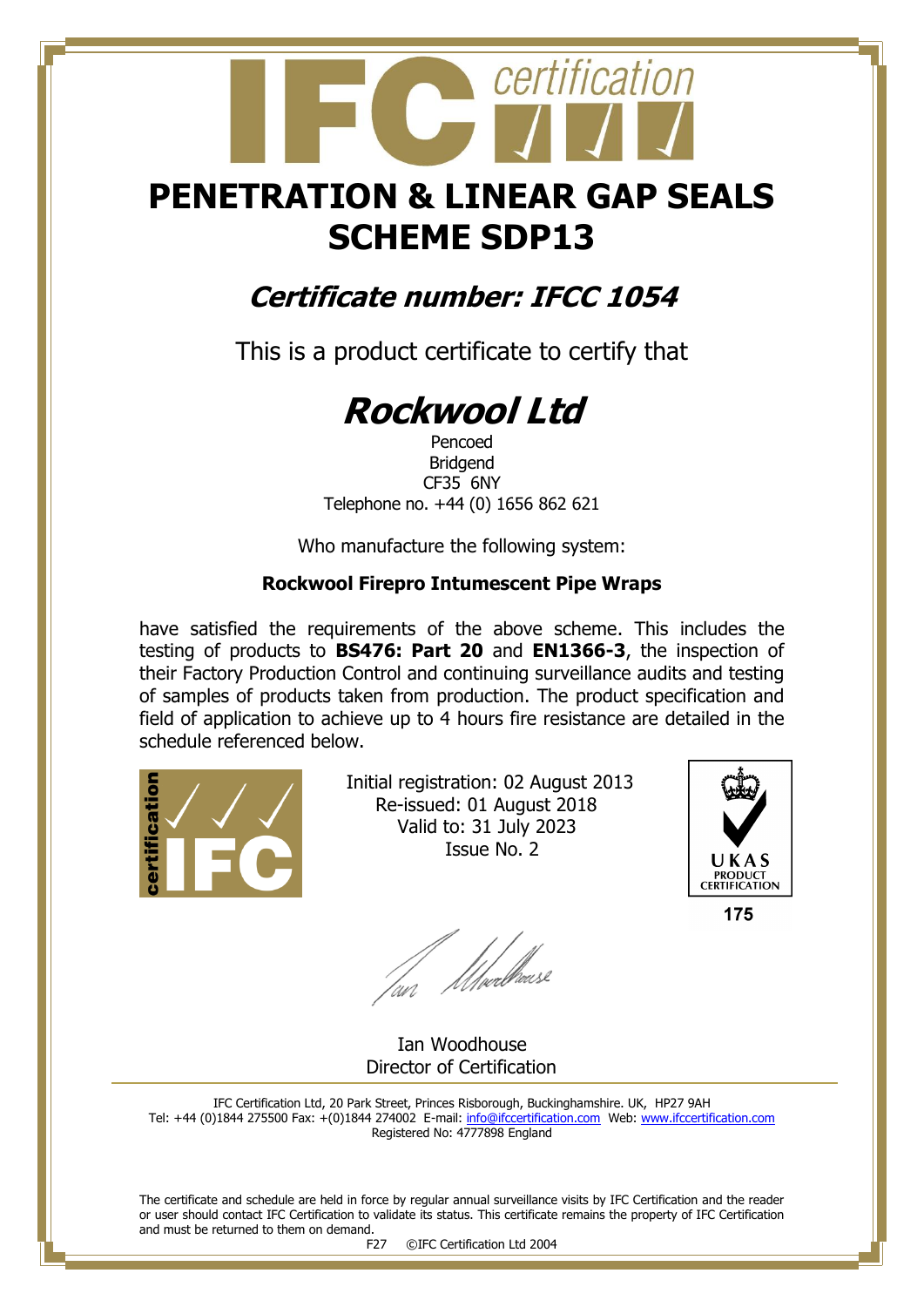# PENETRATION & LINEAR GAP SEALS SCHEME SDP13

## *Certificate number: IFCC 1054*

This is a product certificate to certify that

# *Rockwool Ltd*

Pencoed
Bridgend
CF35 6NY
Telephone no. +44 (0) 1656 862 621

Who manufacture the following system:

**Rockwool Firepro Intumescent Pipe Wraps**

have satisfied the requirements of the above scheme. This includes the testing of products to **BS476: Part 20** and **EN1366-3**, the inspection of their Factory Production Control and continuing surveillance audits and testing of samples of products taken from production. The product specification and field of application to achieve up to 4 hours fire resistance are detailed in the schedule referenced below.

Initial registration: 02 August 2013
Re-issued: 01 August 2018
Valid to: 31 July 2023
Issue No. 2

UKAS PRODUCT CERTIFICATION
175

Ian Woodhouse
Director of Certification

IFC Certification Ltd, 20 Park Street, Princes Risborough, Buckinghamshire. UK, HP27 9AH
Tel: +44 (0)1844 275500 Fax: +(0)1844 274002 E-mail: info@ifccertification.com Web: www.ifccertification.com
Registered No: 4777898 England

The certificate and schedule are held in force by regular annual surveillance visits by IFC Certification and the reader or user should contact IFC Certification to validate its status. This certificate remains the property of IFC Certification and must be returned to them on demand.

F27 ©IFC Certification Ltd 2004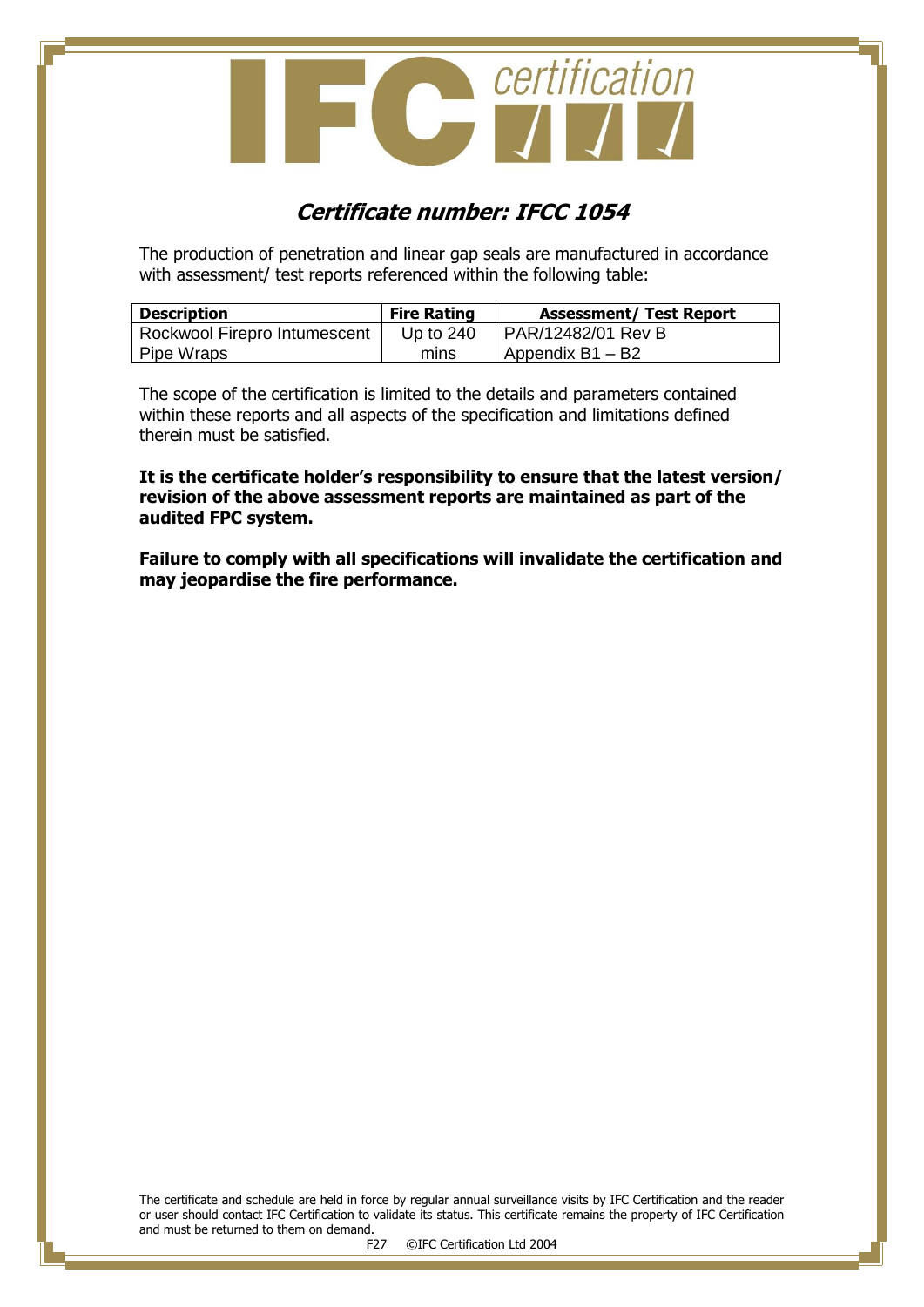**IFC certification**

## *Certificate number: IFCC 1054*

The production of penetration and linear gap seals are manufactured in accordance with assessment/ test reports referenced within the following table:

| Description | Fire Rating | Assessment/ Test Report |
|---|---|---|
| Rockwool Firepro Intumescent Pipe Wraps | Up to 240 mins | PAR/12482/01 Rev B Appendix B1 – B2 |

The scope of the certification is limited to the details and parameters contained within these reports and all aspects of the specification and limitations defined therein must be satisfied.

**It is the certificate holder's responsibility to ensure that the latest version/ revision of the above assessment reports are maintained as part of the audited FPC system.**

**Failure to comply with all specifications will invalidate the certification and may jeopardise the fire performance.**

The certificate and schedule are held in force by regular annual surveillance visits by IFC Certification and the reader or user should contact IFC Certification to validate its status. This certificate remains the property of IFC Certification and must be returned to them on demand.

F27 ©IFC Certification Ltd 2004